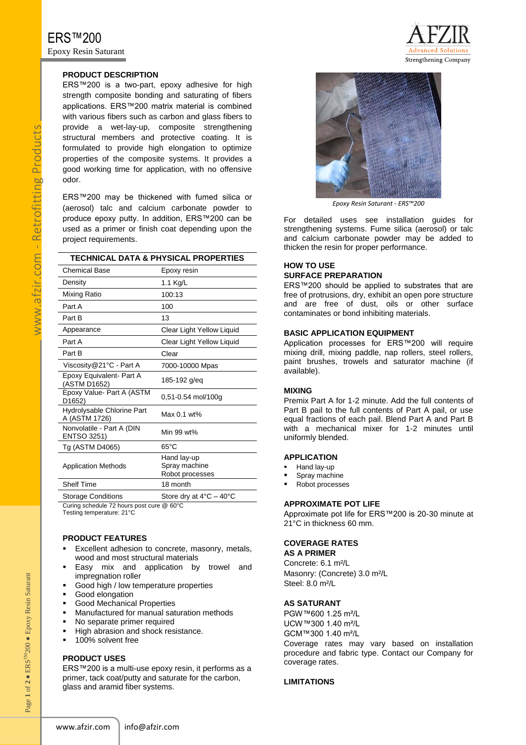# ERS™200

Epoxy Resin Saturant

## PRODUCT DESCRIPTION

ERS™200 is a two-part, epoxy adhesive for high strength composite bonding and saturating of fibers applications. ERS™200 matrix material is combined with various fibers such as carbon and glass fibers to provide a wet-lay-up, composite strengthening structural members and protective coating. It is formulated to provide high elongation to optimize properties of the composite systems. It provides a good working time for application, with no offensive odor.

ERS™200 may be thickened with fumed silica or (aerosol) talc and calcium carbonate powder to produce epoxy putty. In addition, ERS™200 can be used as a primer or finish coat depending upon the project requirements.

## TECHNICAL DATA & PHYSICAL PROPERTIES

| Property | Value |
|---|---|
| Chemical Base | Epoxy resin |
| Density | 1.1 Kg/L |
| Mixing Ratio | 100:13 |
| Part A | 100 |
| Part B | 13 |
| Appearance | Clear Light Yellow Liquid |
| Part A | Clear Light Yellow Liquid |
| Part B | Clear |
| Viscosity@21°C - Part A | 7000-10000 Mpas |
| Epoxy Equivalent- Part A (ASTM D1652) | 185-192 g/eq |
| Epoxy Value- Part A (ASTM D1652) | 0,51-0.54 mol/100g |
| Hydrolysable Chlorine Part A (ASTM 1726) | Max 0.1 wt% |
| Nonvolatile - Part A (DIN ENTSO 3251) | Min 99 wt% |
| Tg (ASTM D4065) | 65°C |
| Application Methods | Hand lay-up<br>Spray machine<br>Robot processes |
| Shelf Time | 18 month |
| Storage Conditions | Store dry at 4°C – 40°C |

Curing schedule 72 hours post cure @ 60°C
Testing temperature: 21°C

## PRODUCT FEATURES

- Excellent adhesion to concrete, masonry, metals, wood and most structural materials
- Easy mix and application by trowel and impregnation roller
- Good high / low temperature properties
- Good elongation
- Good Mechanical Properties
- Manufactured for manual saturation methods
- No separate primer required
- High abrasion and shock resistance.
- 100% solvent free

## PRODUCT USES

ERS™200 is a multi-use epoxy resin, it performs as a primer, tack coat/putty and saturate for the carbon, glass and aramid fiber systems.

*Epoxy Resin Saturant - ERS™200*

For detailed uses see installation guides for strengthening systems. Fume silica (aerosol) or talc and calcium carbonate powder may be added to thicken the resin for proper performance.

## HOW TO USE

### SURFACE PREPARATION

ERS™200 should be applied to substrates that are free of protrusions, dry, exhibit an open pore structure and are free of dust, oils or other surface contaminates or bond inhibiting materials.

### BASIC APPLICATION EQUIPMENT

Application processes for ERS™200 will require mixing drill, mixing paddle, nap rollers, steel rollers, paint brushes, trowels and saturator machine (if available).

### MIXING

Premix Part A for 1-2 minute. Add the full contents of Part B pail to the full contents of Part A pail, or use equal fractions of each pail. Blend Part A and Part B with a mechanical mixer for 1-2 minutes until uniformly blended.

### APPLICATION

- Hand lay-up
- Spray machine
- Robot processes

### APPROXIMATE POT LIFE

Approximate pot life for ERS™200 is 20-30 minute at 21°C in thickness 60 mm.

### COVERAGE RATES

**AS A PRIMER**

Concrete: 6.1 m²/L
Masonry: (Concrete) 3.0 m²/L
Steel: 8.0 m²/L

**AS SATURANT**

PGW™600 1.25 m²/L
UCW™300 1.40 m²/L
GCM™300 1.40 m²/L

Coverage rates may vary based on installation procedure and fabric type. Contact our Company for coverage rates.

### LIMITATIONS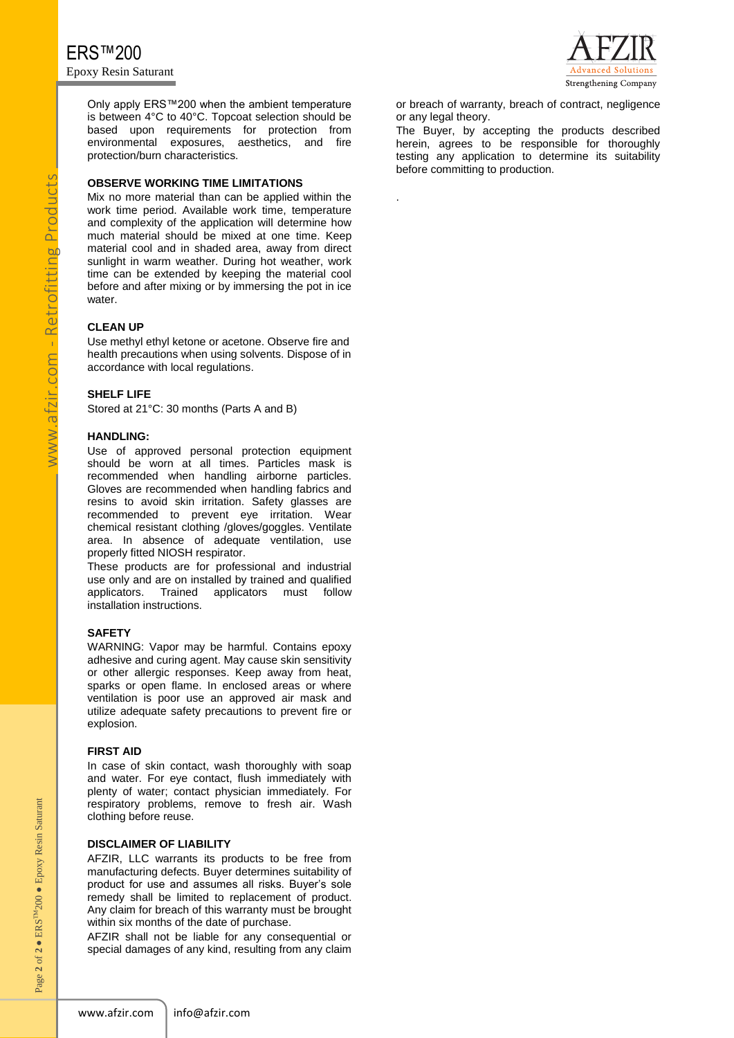Only apply ERS™200 when the ambient temperature is between 4°C to 40°C. Topcoat selection should be based upon requirements for protection from environmental exposures, aesthetics, and fire protection/burn characteristics.

**OBSERVE WORKING TIME LIMITATIONS**

Mix no more material than can be applied within the work time period. Available work time, temperature and complexity of the application will determine how much material should be mixed at one time. Keep material cool and in shaded area, away from direct sunlight in warm weather. During hot weather, work time can be extended by keeping the material cool before and after mixing or by immersing the pot in ice water.

**CLEAN UP**

Use methyl ethyl ketone or acetone. Observe fire and health precautions when using solvents. Dispose of in accordance with local regulations.

**SHELF LIFE**

Stored at 21°C: 30 months (Parts A and B)

**HANDLING:**

Use of approved personal protection equipment should be worn at all times. Particles mask is recommended when handling airborne particles. Gloves are recommended when handling fabrics and resins to avoid skin irritation. Safety glasses are recommended to prevent eye irritation. Wear chemical resistant clothing /gloves/goggles. Ventilate area. In absence of adequate ventilation, use properly fitted NIOSH respirator.

These products are for professional and industrial use only and are on installed by trained and qualified applicators. Trained applicators must follow installation instructions.

**SAFETY**

WARNING: Vapor may be harmful. Contains epoxy adhesive and curing agent. May cause skin sensitivity or other allergic responses. Keep away from heat, sparks or open flame. In enclosed areas or where ventilation is poor use an approved air mask and utilize adequate safety precautions to prevent fire or explosion.

**FIRST AID**

In case of skin contact, wash thoroughly with soap and water. For eye contact, flush immediately with plenty of water; contact physician immediately. For respiratory problems, remove to fresh air. Wash clothing before reuse.

**DISCLAIMER OF LIABILITY**

AFZIR, LLC warrants its products to be free from manufacturing defects. Buyer determines suitability of product for use and assumes all risks. Buyer's sole remedy shall be limited to replacement of product. Any claim for breach of this warranty must be brought within six months of the date of purchase.

AFZIR shall not be liable for any consequential or special damages of any kind, resulting from any claim or breach of warranty, breach of contract, negligence or any legal theory.

The Buyer, by accepting the products described herein, agrees to be responsible for thoroughly testing any application to determine its suitability before committing to production.